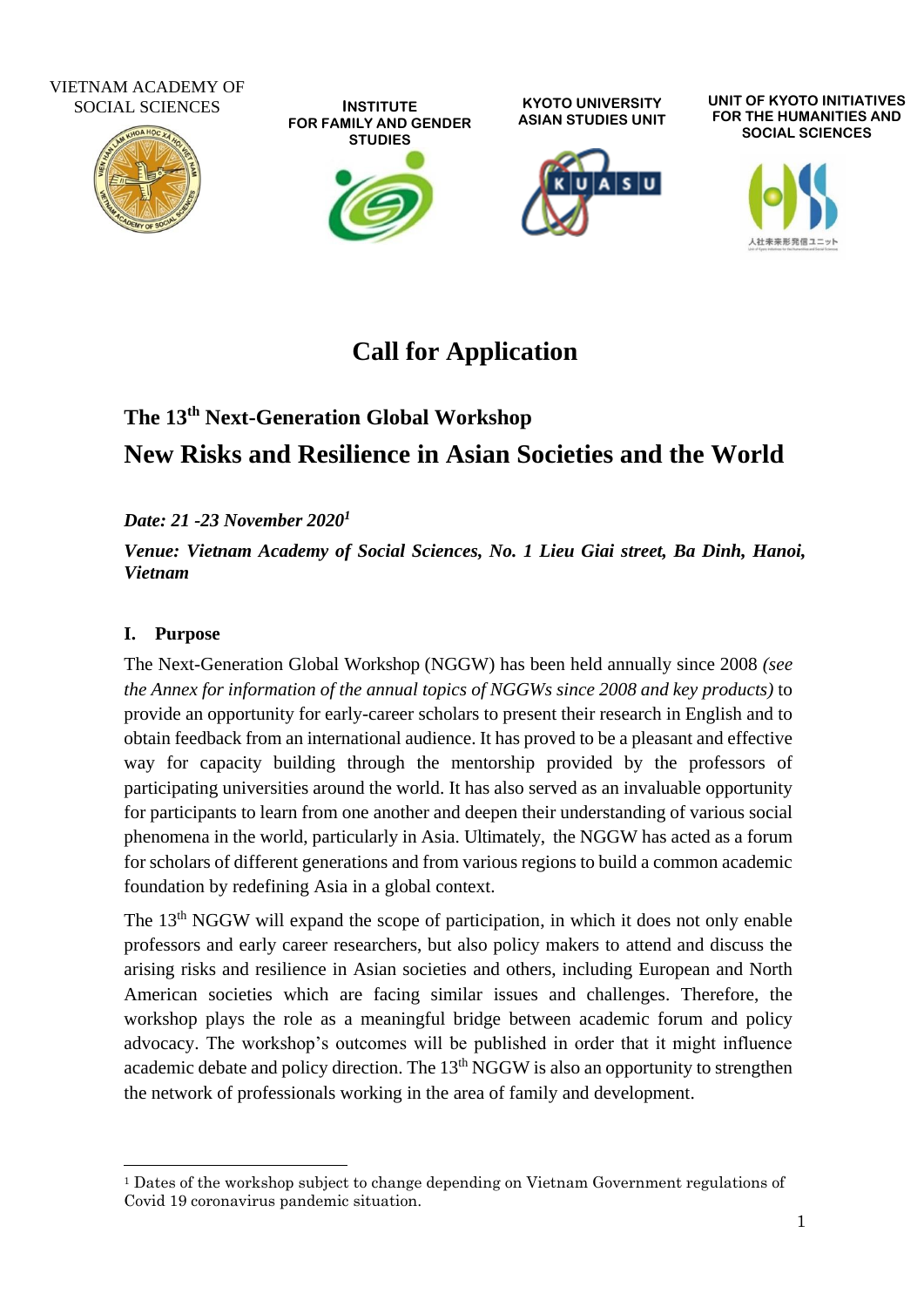VIETNAM ACADEMY OF SOCIAL SCIENCES

INSTITUTE FOR FAMILY AND GENDER STUDIES

KYOTO UNIVERSITY ASIAN STUDIES UNIT

UNIT OF KYOTO INITIATIVES FOR THE HUMANITIES AND SOCIAL SCIENCES

# Call for Application

## The 13th Next-Generation Global Workshop

## New Risks and Resilience in Asian Societies and the World

***Date: 21 -23 November 2020[1]***

***Venue: Vietnam Academy of Social Sciences, No. 1 Lieu Giai street, Ba Dinh, Hanoi, Vietnam***

### I. Purpose

The Next-Generation Global Workshop (NGGW) has been held annually since 2008 *(see the Annex for information of the annual topics of NGGWs since 2008 and key products)* to provide an opportunity for early-career scholars to present their research in English and to obtain feedback from an international audience. It has proved to be a pleasant and effective way for capacity building through the mentorship provided by the professors of participating universities around the world. It has also served as an invaluable opportunity for participants to learn from one another and deepen their understanding of various social phenomena in the world, particularly in Asia. Ultimately, the NGGW has acted as a forum for scholars of different generations and from various regions to build a common academic foundation by redefining Asia in a global context.

The 13th NGGW will expand the scope of participation, in which it does not only enable professors and early career researchers, but also policy makers to attend and discuss the arising risks and resilience in Asian societies and others, including European and North American societies which are facing similar issues and challenges. Therefore, the workshop plays the role as a meaningful bridge between academic forum and policy advocacy. The workshop's outcomes will be published in order that it might influence academic debate and policy direction. The 13th NGGW is also an opportunity to strengthen the network of professionals working in the area of family and development.

[1] Dates of the workshop subject to change depending on Vietnam Government regulations of Covid 19 coronavirus pandemic situation.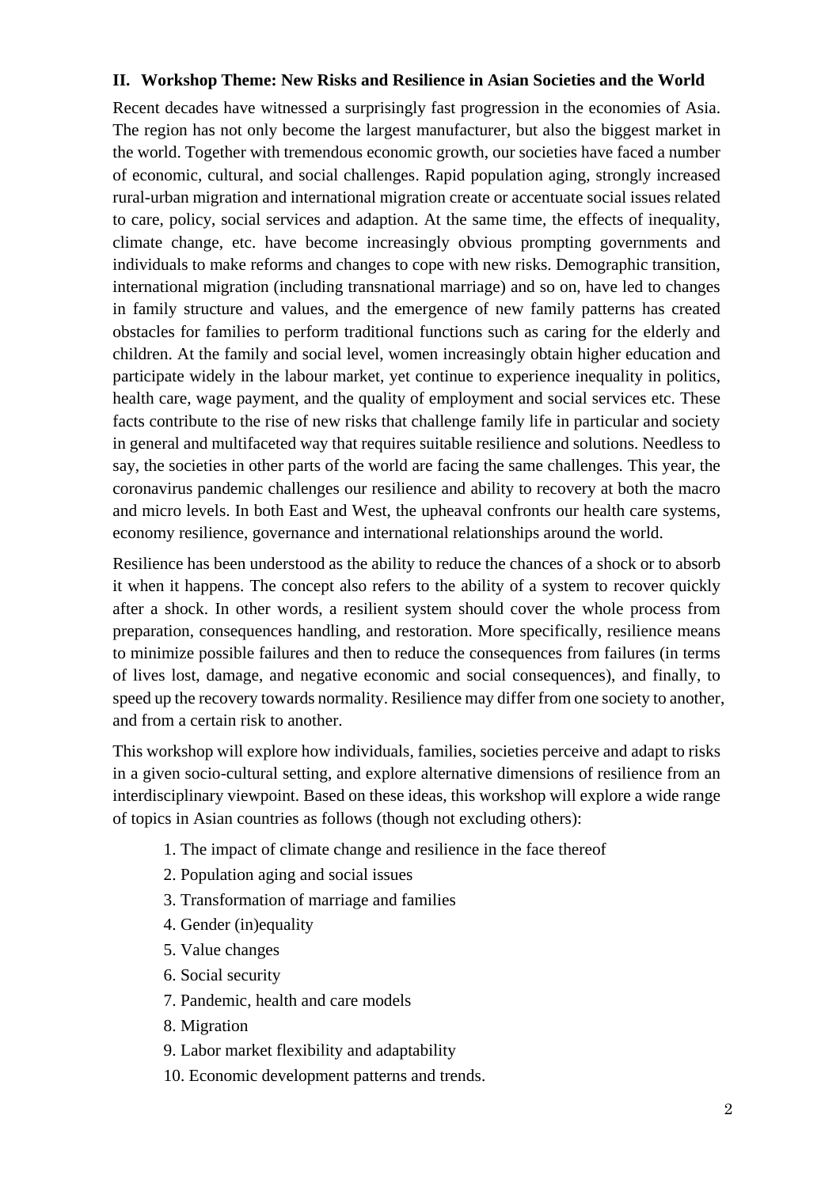## II. Workshop Theme: New Risks and Resilience in Asian Societies and the World

Recent decades have witnessed a surprisingly fast progression in the economies of Asia. The region has not only become the largest manufacturer, but also the biggest market in the world. Together with tremendous economic growth, our societies have faced a number of economic, cultural, and social challenges. Rapid population aging, strongly increased rural-urban migration and international migration create or accentuate social issues related to care, policy, social services and adaption. At the same time, the effects of inequality, climate change, etc. have become increasingly obvious prompting governments and individuals to make reforms and changes to cope with new risks. Demographic transition, international migration (including transnational marriage) and so on, have led to changes in family structure and values, and the emergence of new family patterns has created obstacles for families to perform traditional functions such as caring for the elderly and children. At the family and social level, women increasingly obtain higher education and participate widely in the labour market, yet continue to experience inequality in politics, health care, wage payment, and the quality of employment and social services etc. These facts contribute to the rise of new risks that challenge family life in particular and society in general and multifaceted way that requires suitable resilience and solutions. Needless to say, the societies in other parts of the world are facing the same challenges. This year, the coronavirus pandemic challenges our resilience and ability to recovery at both the macro and micro levels. In both East and West, the upheaval confronts our health care systems, economy resilience, governance and international relationships around the world.

Resilience has been understood as the ability to reduce the chances of a shock or to absorb it when it happens. The concept also refers to the ability of a system to recover quickly after a shock. In other words, a resilient system should cover the whole process from preparation, consequences handling, and restoration. More specifically, resilience means to minimize possible failures and then to reduce the consequences from failures (in terms of lives lost, damage, and negative economic and social consequences), and finally, to speed up the recovery towards normality. Resilience may differ from one society to another, and from a certain risk to another.

This workshop will explore how individuals, families, societies perceive and adapt to risks in a given socio-cultural setting, and explore alternative dimensions of resilience from an interdisciplinary viewpoint. Based on these ideas, this workshop will explore a wide range of topics in Asian countries as follows (though not excluding others):

1. The impact of climate change and resilience in the face thereof
2. Population aging and social issues
3. Transformation of marriage and families
4. Gender (in)equality
5. Value changes
6. Social security
7. Pandemic, health and care models
8. Migration
9. Labor market flexibility and adaptability
10. Economic development patterns and trends.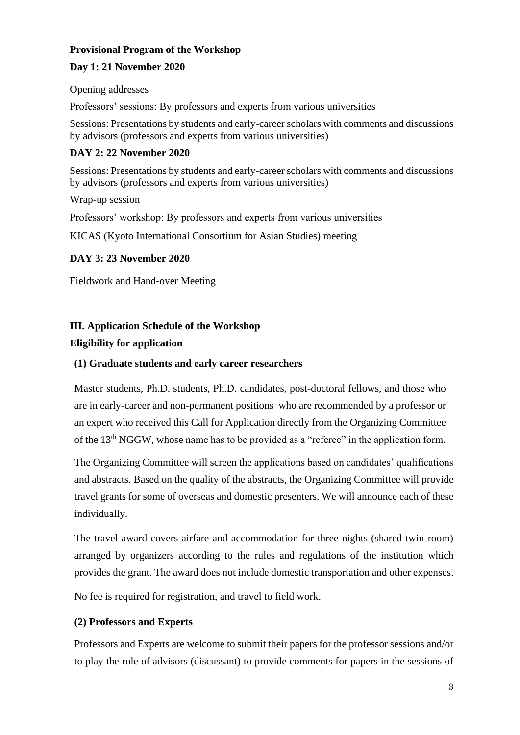**Provisional Program of the Workshop**

**Day 1: 21 November 2020**

Opening addresses

Professors' sessions: By professors and experts from various universities

Sessions: Presentations by students and early-career scholars with comments and discussions by advisors (professors and experts from various universities)

**DAY 2: 22 November 2020**

Sessions: Presentations by students and early-career scholars with comments and discussions by advisors (professors and experts from various universities)

Wrap-up session

Professors' workshop: By professors and experts from various universities

KICAS (Kyoto International Consortium for Asian Studies) meeting

**DAY 3: 23 November 2020**

Fieldwork and Hand-over Meeting

## III. Application Schedule of the Workshop

### Eligibility for application

#### (1) Graduate students and early career researchers

Master students, Ph.D. students, Ph.D. candidates, post-doctoral fellows, and those who are in early-career and non-permanent positions who are recommended by a professor or an expert who received this Call for Application directly from the Organizing Committee of the 13th NGGW, whose name has to be provided as a "referee" in the application form.

The Organizing Committee will screen the applications based on candidates' qualifications and abstracts. Based on the quality of the abstracts, the Organizing Committee will provide travel grants for some of overseas and domestic presenters. We will announce each of these individually.

The travel award covers airfare and accommodation for three nights (shared twin room) arranged by organizers according to the rules and regulations of the institution which provides the grant. The award does not include domestic transportation and other expenses.

No fee is required for registration, and travel to field work.

#### (2) Professors and Experts

Professors and Experts are welcome to submit their papers for the professor sessions and/or to play the role of advisors (discussant) to provide comments for papers in the sessions of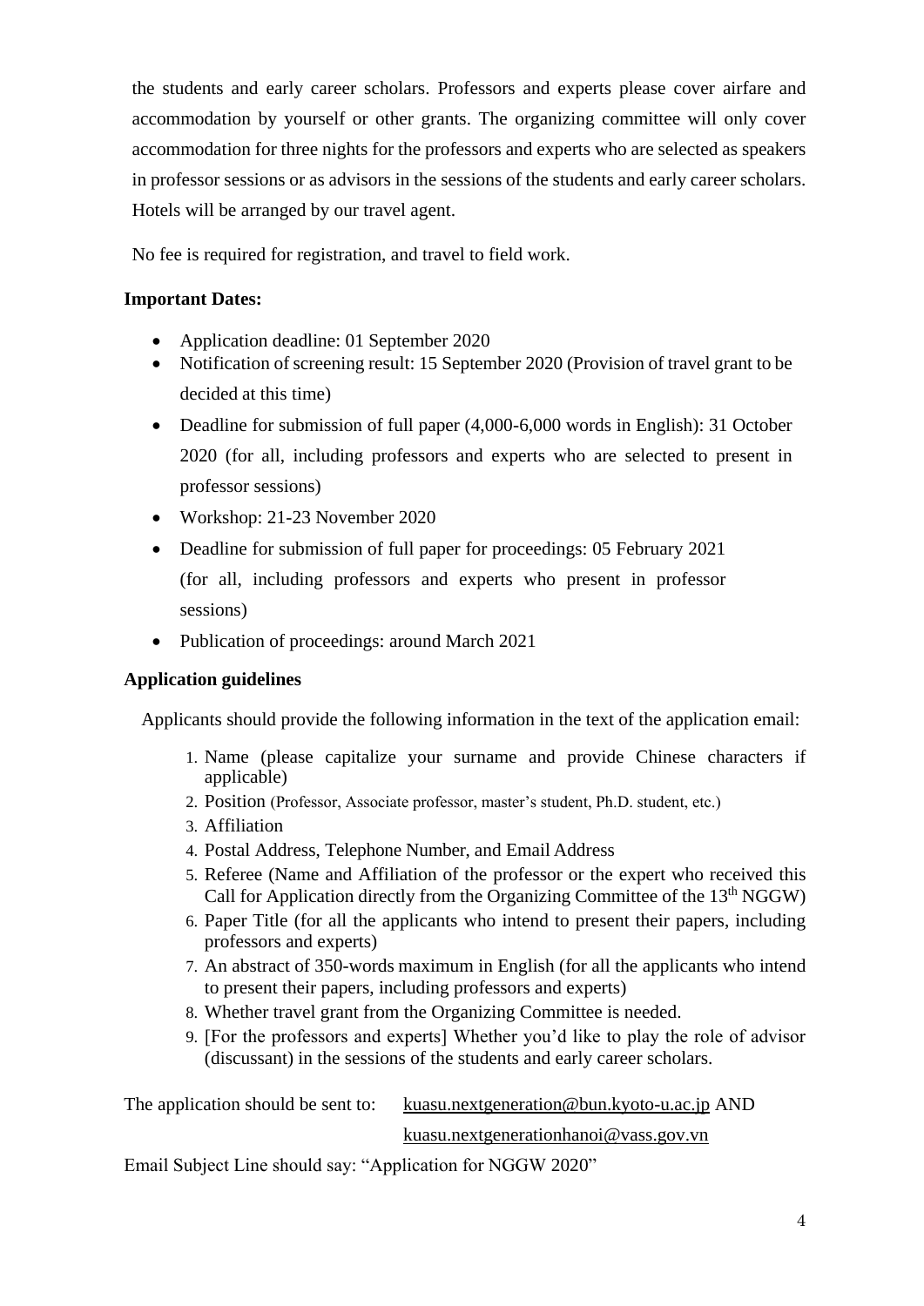the students and early career scholars. Professors and experts please cover airfare and accommodation by yourself or other grants. The organizing committee will only cover accommodation for three nights for the professors and experts who are selected as speakers in professor sessions or as advisors in the sessions of the students and early career scholars. Hotels will be arranged by our travel agent.

No fee is required for registration, and travel to field work.

**Important Dates:**

- Application deadline: 01 September 2020
- Notification of screening result: 15 September 2020 (Provision of travel grant to be decided at this time)
- Deadline for submission of full paper (4,000-6,000 words in English): 31 October 2020 (for all, including professors and experts who are selected to present in professor sessions)
- Workshop: 21-23 November 2020
- Deadline for submission of full paper for proceedings: 05 February 2021 (for all, including professors and experts who present in professor sessions)
- Publication of proceedings: around March 2021

**Application guidelines**

Applicants should provide the following information in the text of the application email:

1. Name (please capitalize your surname and provide Chinese characters if applicable)
2. Position (Professor, Associate professor, master's student, Ph.D. student, etc.)
3. Affiliation
4. Postal Address, Telephone Number, and Email Address
5. Referee (Name and Affiliation of the professor or the expert who received this Call for Application directly from the Organizing Committee of the 13th NGGW)
6. Paper Title (for all the applicants who intend to present their papers, including professors and experts)
7. An abstract of 350-words maximum in English (for all the applicants who intend to present their papers, including professors and experts)
8. Whether travel grant from the Organizing Committee is needed.
9. [For the professors and experts] Whether you'd like to play the role of advisor (discussant) in the sessions of the students and early career scholars.

The application should be sent to: kuasu.nextgeneration@bun.kyoto-u.ac.jp AND kuasu.nextgenerationhanoi@vass.gov.vn

Email Subject Line should say: "Application for NGGW 2020"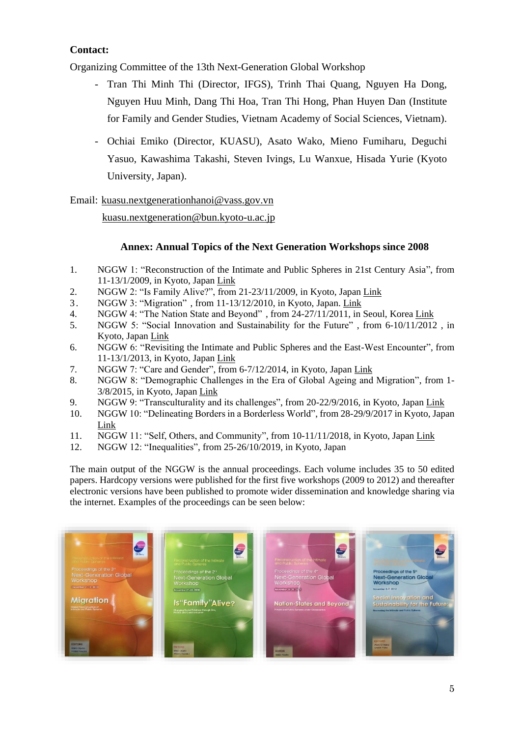**Contact:**

Organizing Committee of the 13th Next-Generation Global Workshop

- Tran Thi Minh Thi (Director, IFGS), Trinh Thai Quang, Nguyen Ha Dong, Nguyen Huu Minh, Dang Thi Hoa, Tran Thi Hong, Phan Huyen Dan (Institute for Family and Gender Studies, Vietnam Academy of Social Sciences, Vietnam).
- Ochiai Emiko (Director, KUASU), Asato Wako, Mieno Fumiharu, Deguchi Yasuo, Kawashima Takashi, Steven Ivings, Lu Wanxue, Hisada Yurie (Kyoto University, Japan).

Email: kuasu.nextgenerationhanoi@vass.gov.vn
kuasu.nextgeneration@bun.kyoto-u.ac.jp

## Annex: Annual Topics of the Next Generation Workshops since 2008

1. NGGW 1: "Reconstruction of the Intimate and Public Spheres in 21st Century Asia", from 11-13/1/2009, in Kyoto, Japan Link
2. NGGW 2: "Is Family Alive?", from 21-23/11/2009, in Kyoto, Japan Link
3. NGGW 3: "Migration" , from 11-13/12/2010, in Kyoto, Japan. Link
4. NGGW 4: "The Nation State and Beyond" , from 24-27/11/2011, in Seoul, Korea Link
5. NGGW 5: "Social Innovation and Sustainability for the Future" , from 6-10/11/2012 , in Kyoto, Japan Link
6. NGGW 6: "Revisiting the Intimate and Public Spheres and the East-West Encounter", from 11-13/1/2013, in Kyoto, Japan Link
7. NGGW 7: "Care and Gender", from 6-7/12/2014, in Kyoto, Japan Link
8. NGGW 8: "Demographic Challenges in the Era of Global Ageing and Migration", from 1-3/8/2015, in Kyoto, Japan Link
9. NGGW 9: "Transculturality and its challenges", from 20-22/9/2016, in Kyoto, Japan Link
10. NGGW 10: "Delineating Borders in a Borderless World", from 28-29/9/2017 in Kyoto, Japan Link
11. NGGW 11: "Self, Others, and Community", from 10-11/11/2018, in Kyoto, Japan Link
12. NGGW 12: "Inequalities", from 25-26/10/2019, in Kyoto, Japan

The main output of the NGGW is the annual proceedings. Each volume includes 35 to 50 edited papers. Hardcopy versions were published for the first five workshops (2009 to 2012) and thereafter electronic versions have been published to promote wider dissemination and knowledge sharing via the internet. Examples of the proceedings can be seen below: